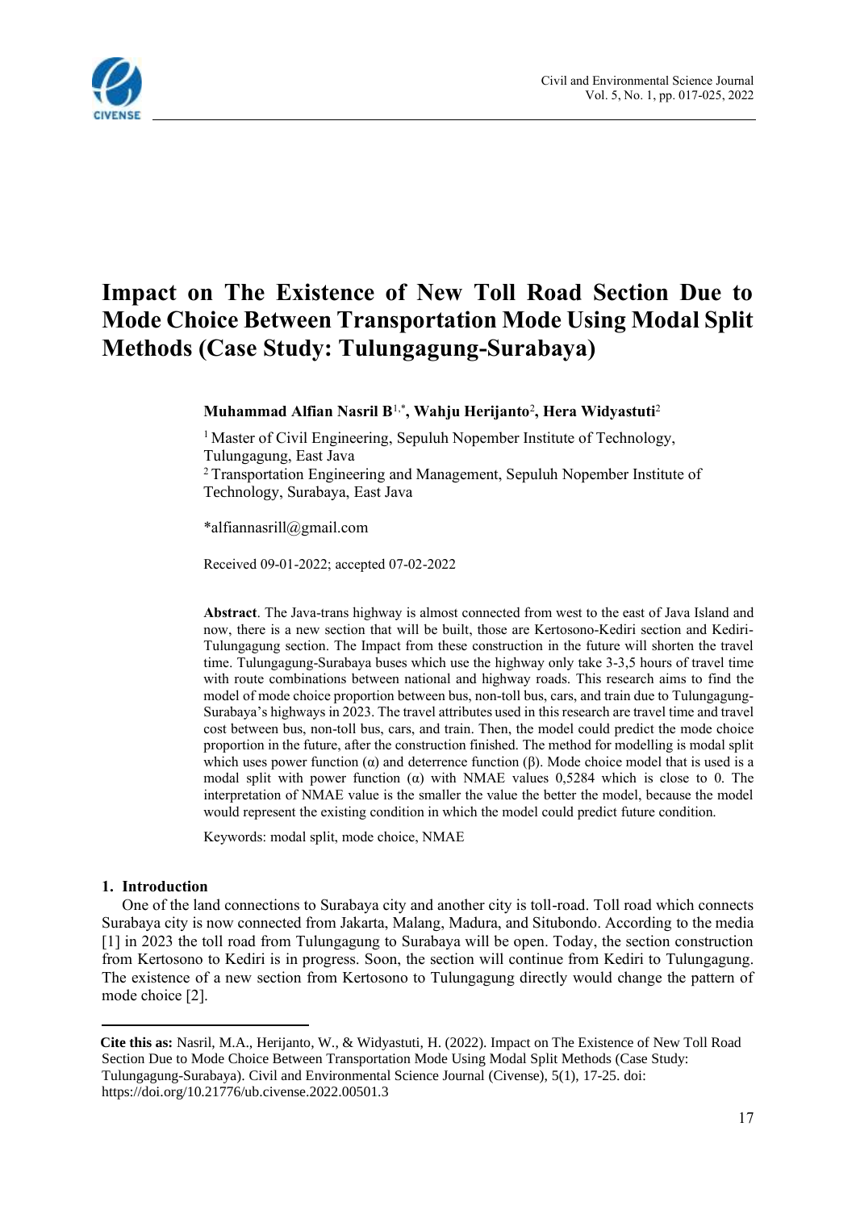# Impact on The Existence of New Toll Road Section Due to Mode Choice Between Transportation Mode Using Modal Split Methods (Case Study: Tulungagung-Surabaya)

**Muhammad Alfian Nasril B**[1,*]**, Wahju Herijanto**[2]**, Hera Widyastuti**[2]

[1] Master of Civil Engineering, Sepuluh Nopember Institute of Technology, Tulungagung, East Java

[2] Transportation Engineering and Management, Sepuluh Nopember Institute of Technology, Surabaya, East Java

*alfiannasrill@gmail.com

Received 09-01-2022; accepted 07-02-2022

**Abstract**. The Java-trans highway is almost connected from west to the east of Java Island and now, there is a new section that will be built, those are Kertosono-Kediri section and Kediri-Tulungagung section. The Impact from these construction in the future will shorten the travel time. Tulungagung-Surabaya buses which use the highway only take 3-3,5 hours of travel time with route combinations between national and highway roads. This research aims to find the model of mode choice proportion between bus, non-toll bus, cars, and train due to Tulungagung-Surabaya's highways in 2023. The travel attributes used in this research are travel time and travel cost between bus, non-toll bus, cars, and train. Then, the model could predict the mode choice proportion in the future, after the construction finished. The method for modelling is modal split which uses power function (α) and deterrence function (β). Mode choice model that is used is a modal split with power function (α) with NMAE values 0,5284 which is close to 0. The interpretation of NMAE value is the smaller the value the better the model, because the model would represent the existing condition in which the model could predict future condition.

Keywords: modal split, mode choice, NMAE

## 1. Introduction

One of the land connections to Surabaya city and another city is toll-road. Toll road which connects Surabaya city is now connected from Jakarta, Malang, Madura, and Situbondo. According to the media [1] in 2023 the toll road from Tulungagung to Surabaya will be open. Today, the section construction from Kertosono to Kediri is in progress. Soon, the section will continue from Kediri to Tulungagung. The existence of a new section from Kertosono to Tulungagung directly would change the pattern of mode choice [2].

**Cite this as:** Nasril, M.A., Herijanto, W., & Widyastuti, H. (2022). Impact on The Existence of New Toll Road Section Due to Mode Choice Between Transportation Mode Using Modal Split Methods (Case Study: Tulungagung-Surabaya). Civil and Environmental Science Journal (Civense), 5(1), 17-25. doi: https://doi.org/10.21776/ub.civense.2022.00501.3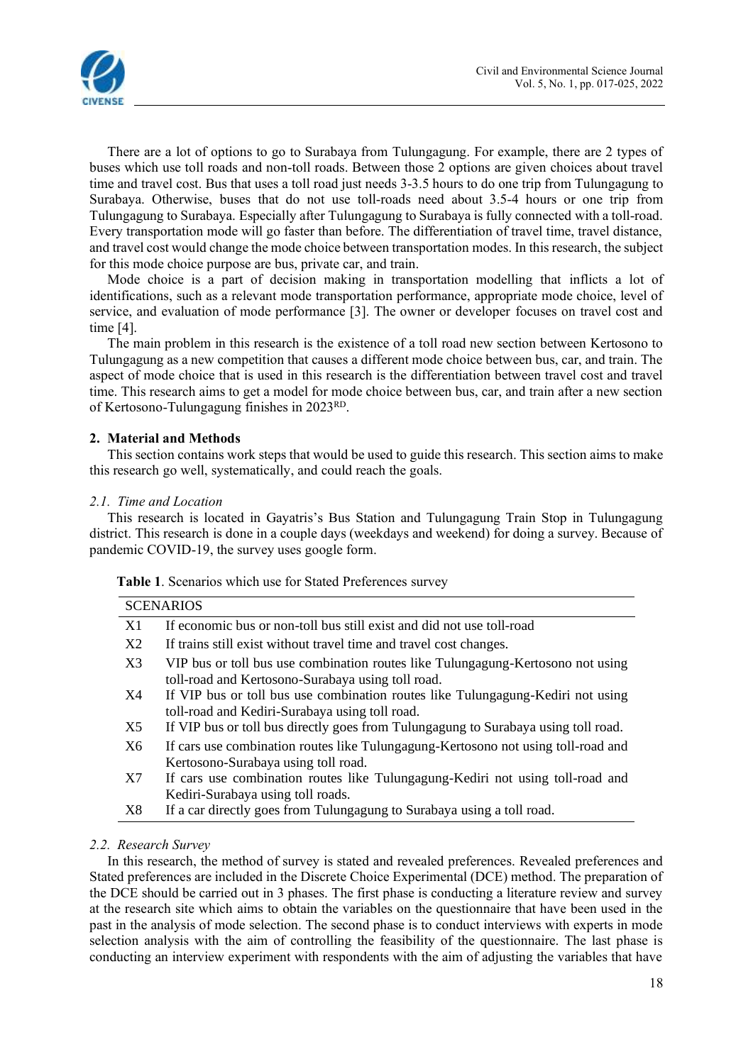There are a lot of options to go to Surabaya from Tulungagung. For example, there are 2 types of buses which use toll roads and non-toll roads. Between those 2 options are given choices about travel time and travel cost. Bus that uses a toll road just needs 3-3.5 hours to do one trip from Tulungagung to Surabaya. Otherwise, buses that do not use toll-roads need about 3.5-4 hours or one trip from Tulungagung to Surabaya. Especially after Tulungagung to Surabaya is fully connected with a toll-road. Every transportation mode will go faster than before. The differentiation of travel time, travel distance, and travel cost would change the mode choice between transportation modes. In this research, the subject for this mode choice purpose are bus, private car, and train.

Mode choice is a part of decision making in transportation modelling that inflicts a lot of identifications, such as a relevant mode transportation performance, appropriate mode choice, level of service, and evaluation of mode performance [3]. The owner or developer focuses on travel cost and time [4].

The main problem in this research is the existence of a toll road new section between Kertosono to Tulungagung as a new competition that causes a different mode choice between bus, car, and train. The aspect of mode choice that is used in this research is the differentiation between travel cost and travel time. This research aims to get a model for mode choice between bus, car, and train after a new section of Kertosono-Tulungagung finishes in 2023[RD].

## 2. Material and Methods

This section contains work steps that would be used to guide this research. This section aims to make this research go well, systematically, and could reach the goals.

### 2.1. Time and Location

This research is located in Gayatris's Bus Station and Tulungagung Train Stop in Tulungagung district. This research is done in a couple days (weekdays and weekend) for doing a survey. Because of pandemic COVID-19, the survey uses google form.

**Table 1**. Scenarios which use for Stated Preferences survey

| SCENARIOS | |
|---|---|
| X1 | If economic bus or non-toll bus still exist and did not use toll-road |
| X2 | If trains still exist without travel time and travel cost changes. |
| X3 | VIP bus or toll bus use combination routes like Tulungagung-Kertosono not using toll-road and Kertosono-Surabaya using toll road. |
| X4 | If VIP bus or toll bus use combination routes like Tulungagung-Kediri not using toll-road and Kediri-Surabaya using toll road. |
| X5 | If VIP bus or toll bus directly goes from Tulungagung to Surabaya using toll road. |
| X6 | If cars use combination routes like Tulungagung-Kertosono not using toll-road and Kertosono-Surabaya using toll road. |
| X7 | If cars use combination routes like Tulungagung-Kediri not using toll-road and Kediri-Surabaya using toll roads. |
| X8 | If a car directly goes from Tulungagung to Surabaya using a toll road. |

### 2.2. Research Survey

In this research, the method of survey is stated and revealed preferences. Revealed preferences and Stated preferences are included in the Discrete Choice Experimental (DCE) method. The preparation of the DCE should be carried out in 3 phases. The first phase is conducting a literature review and survey at the research site which aims to obtain the variables on the questionnaire that have been used in the past in the analysis of mode selection. The second phase is to conduct interviews with experts in mode selection analysis with the aim of controlling the feasibility of the questionnaire. The last phase is conducting an interview experiment with respondents with the aim of adjusting the variables that have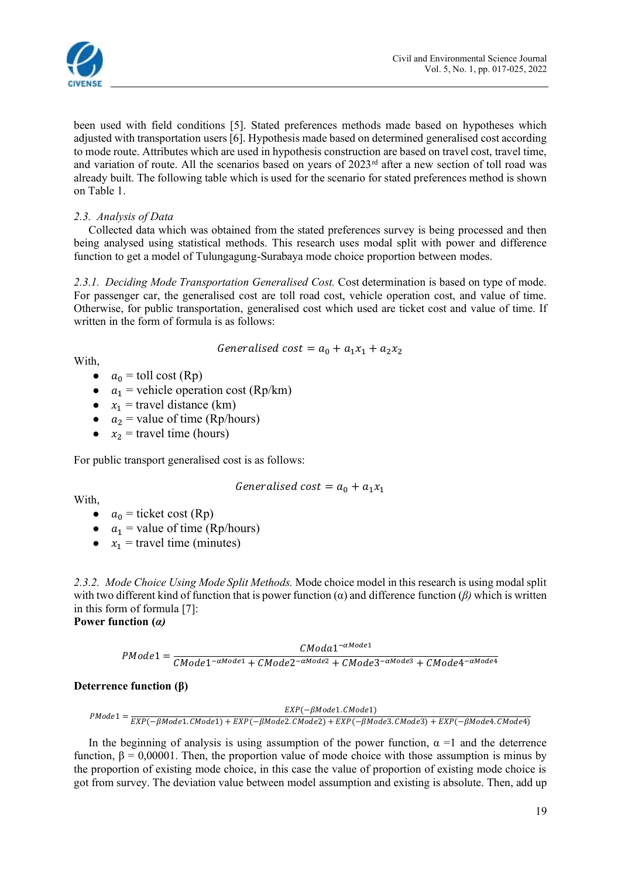been used with field conditions [5]. Stated preferences methods made based on hypotheses which adjusted with transportation users [6]. Hypothesis made based on determined generalised cost according to mode route. Attributes which are used in hypothesis construction are based on travel cost, travel time, and variation of route. All the scenarios based on years of 2023rd after a new section of toll road was already built. The following table which is used for the scenario for stated preferences method is shown on Table 1.

### 2.3. *Analysis of Data*

Collected data which was obtained from the stated preferences survey is being processed and then being analysed using statistical methods. This research uses modal split with power and difference function to get a model of Tulungagung-Surabaya mode choice proportion between modes.

*2.3.1. Deciding Mode Transportation Generalised Cost.* Cost determination is based on type of mode. For passenger car, the generalised cost are toll road cost, vehicle operation cost, and value of time. Otherwise, for public transportation, generalised cost which used are ticket cost and value of time. If written in the form of formula is as follows:

$$Generalised\ cost = a_0 + a_1 x_1 + a_2 x_2$$

With,

- $a_0$ = toll cost (Rp)
- $a_1$ = vehicle operation cost (Rp/km)
- $x_1$ = travel distance (km)
- $a_2$ = value of time (Rp/hours)
- $x_2$ = travel time (hours)

For public transport generalised cost is as follows:

$$Generalised\ cost = a_0 + a_1 x_1$$

With,

- $a_0$ = ticket cost (Rp)
- $a_1$ = value of time (Rp/hours)
- $x_1$ = travel time (minutes)

*2.3.2. Mode Choice Using Mode Split Methods.* Mode choice model in this research is using modal split with two different kind of function that is power function (α) and difference function (*β)* which is written in this form of formula [7]:

**Power function (*α)***

$$PMode1 = \frac{CModa1^{-\alpha Mode1}}{CMode1^{-\alpha Mode1} + CMode2^{-\alpha Mode2} + CMode3^{-\alpha Mode3} + CMode4^{-\alpha Mode4}}$$

**Deterrence function (β)**

$$PMode1 = \frac{EXP(-\beta Mode1.CMode1)}{EXP(-\beta Mode1.CMode1) + EXP(-\beta Mode2.CMode2) + EXP(-\beta Mode3.CMode3) + EXP(-\beta Mode4.CMode4)}$$

In the beginning of analysis is using assumption of the power function, α =1 and the deterrence function, β = 0,00001. Then, the proportion value of mode choice with those assumption is minus by the proportion of existing mode choice, in this case the value of proportion of existing mode choice is got from survey. The deviation value between model assumption and existing is absolute. Then, add up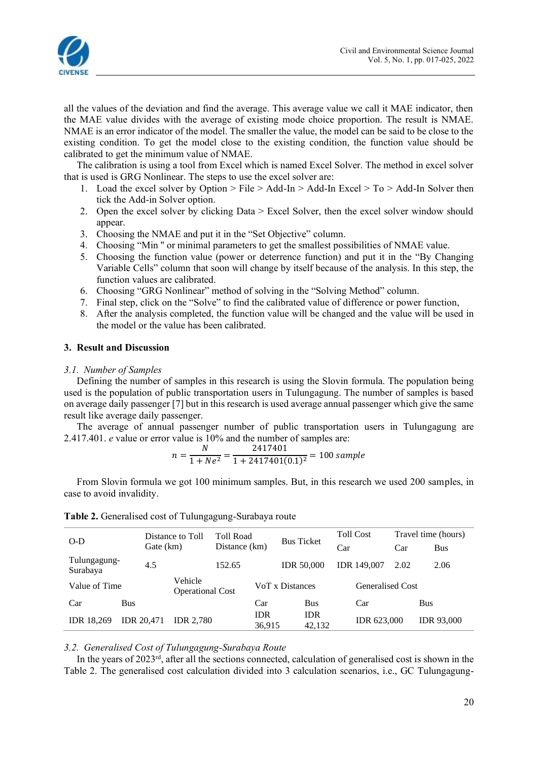all the values of the deviation and find the average. This average value we call it MAE indicator, then the MAE value divides with the average of existing mode choice proportion. The result is NMAE. NMAE is an error indicator of the model. The smaller the value, the model can be said to be close to the existing condition. To get the model close to the existing condition, the function value should be calibrated to get the minimum value of NMAE.

The calibration is using a tool from Excel which is named Excel Solver. The method in excel solver that is used is GRG Nonlinear. The steps to use the excel solver are:

1. Load the excel solver by Option > File > Add-In > Add-In Excel > To > Add-In Solver then tick the Add-in Solver option.
2. Open the excel solver by clicking Data > Excel Solver, then the excel solver window should appear.
3. Choosing the NMAE and put it in the "Set Objective" column.
4. Choosing "Min " or minimal parameters to get the smallest possibilities of NMAE value.
5. Choosing the function value (power or deterrence function) and put it in the "By Changing Variable Cells" column that soon will change by itself because of the analysis. In this step, the function values are calibrated.
6. Choosing "GRG Nonlinear" method of solving in the "Solving Method" column.
7. Final step, click on the "Solve" to find the calibrated value of difference or power function,
8. After the analysis completed, the function value will be changed and the value will be used in the model or the value has been calibrated.

## 3. Result and Discussion

### *3.1. Number of Samples*

Defining the number of samples in this research is using the Slovin formula. The population being used is the population of public transportation users in Tulungagung. The number of samples is based on average daily passenger [7] but in this research is used average annual passenger which give the same result like average daily passenger.

The average of annual passenger number of public transportation users in Tulungagung are 2.417.401. *e* value or error value is 10% and the number of samples are:

$$n = \frac{N}{1 + Ne^2} = \frac{2417401}{1 + 2417401(0.1)^2} = 100\ sample$$

From Slovin formula we got 100 minimum samples. But, in this research we used 200 samples, in case to avoid invalidity.

**Table 2.** Generalised cost of Tulungagung-Surabaya route

| O-D | Distance to Toll Gate (km) | Toll Road Distance (km) | Bus Ticket | Toll Cost | Travel time (hours) | |
|---|---|---|---|---|---|---|
| | | | | Car | Car | Bus |
| Tulungagung-Surabaya | 4.5 | 152.65 | IDR 50,000 | IDR 149,007 | 2.02 | 2.06 |
| Value of Time | | Vehicle Operational Cost | VoT x Distances | | Generalised Cost | |
| Car | Bus | | Car | Bus | Car | Bus |
| IDR 18,269 | IDR 20,471 | IDR 2,780 | IDR 36,915 | IDR 42,132 | IDR 623,000 | IDR 93,000 |

### *3.2. Generalised Cost of Tulungagung-Surabaya Route*

In the years of 2023[rd], after all the sections connected, calculation of generalised cost is shown in the Table 2. The generalised cost calculation divided into 3 calculation scenarios, i.e., GC Tulungagung-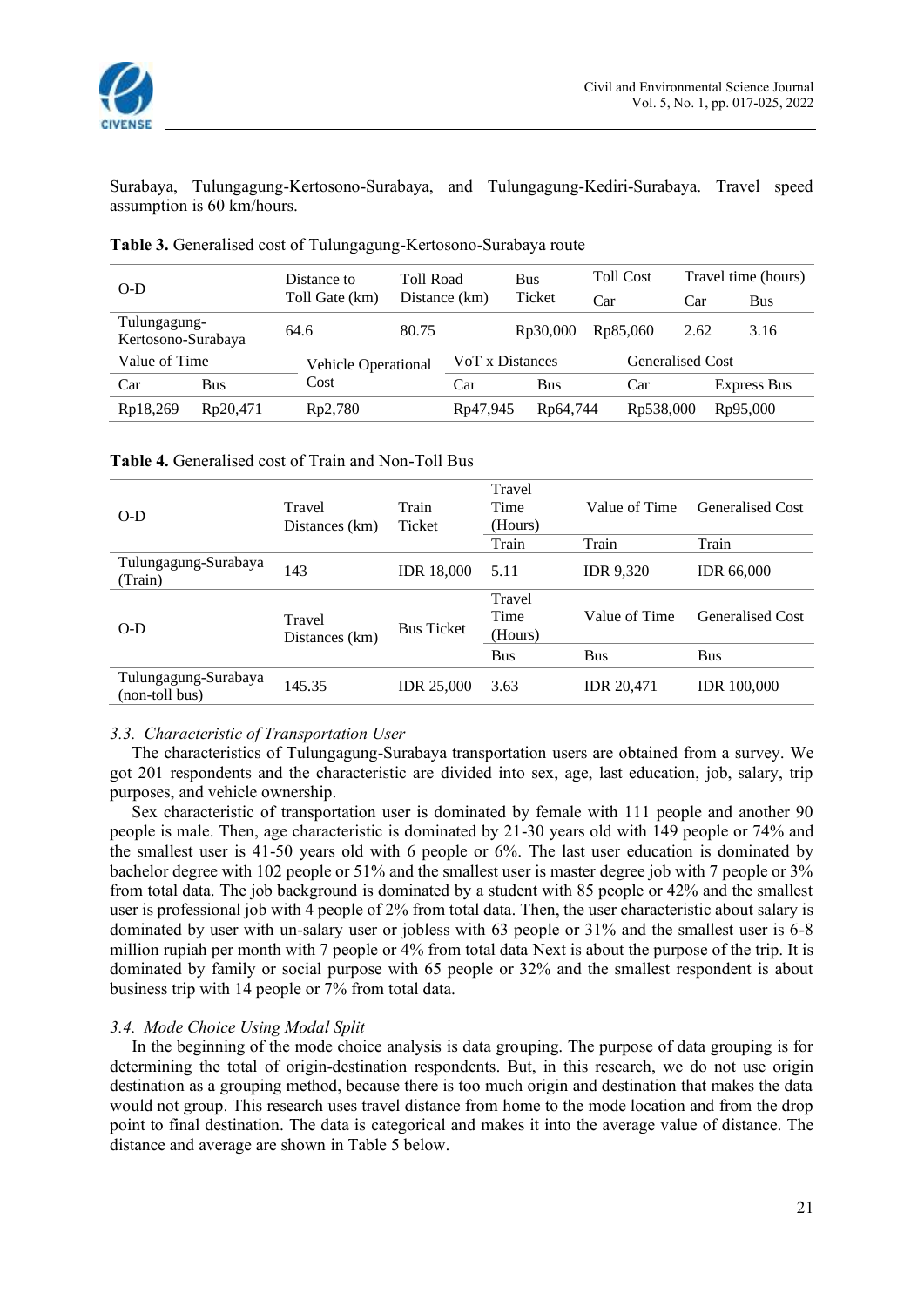Surabaya, Tulungagung-Kertosono-Surabaya, and Tulungagung-Kediri-Surabaya. Travel speed assumption is 60 km/hours.

**Table 3.** Generalised cost of Tulungagung-Kertosono-Surabaya route

| O-D | | Distance to Toll Gate (km) | Toll Road Distance (km) | | Bus Ticket | Toll Cost | Travel time (hours) | |
|---|---|---|---|---|---|---|---|---|
| | | | | | | Car | Car | Bus |
| Tulungagung-Kertosono-Surabaya | | 64.6 | 80.75 | | Rp30,000 | Rp85,060 | 2.62 | 3.16 |
| Value of Time | | Vehicle Operational Cost | VoT x Distances | | | Generalised Cost | | |
| Car | Bus | | Car | Bus | | Car | | Express Bus |
| Rp18,269 | Rp20,471 | Rp2,780 | Rp47,945 | Rp64,744 | | Rp538,000 | | Rp95,000 |

**Table 4.** Generalised cost of Train and Non-Toll Bus

| O-D | Travel Distances (km) | Train Ticket | Travel Time (Hours) | Value of Time | Generalised Cost |
|---|---|---|---|---|---|
| | | | Train | Train | Train |
| Tulungagung-Surabaya (Train) | 143 | IDR 18,000 | 5.11 | IDR 9,320 | IDR 66,000 |
| O-D | Travel Distances (km) | Bus Ticket | Travel Time (Hours) | Value of Time | Generalised Cost |
| | | | Bus | Bus | Bus |
| Tulungagung-Surabaya (non-toll bus) | 145.35 | IDR 25,000 | 3.63 | IDR 20,471 | IDR 100,000 |

### *3.3. Characteristic of Transportation User*

The characteristics of Tulungagung-Surabaya transportation users are obtained from a survey. We got 201 respondents and the characteristic are divided into sex, age, last education, job, salary, trip purposes, and vehicle ownership.

Sex characteristic of transportation user is dominated by female with 111 people and another 90 people is male. Then, age characteristic is dominated by 21-30 years old with 149 people or 74% and the smallest user is 41-50 years old with 6 people or 6%. The last user education is dominated by bachelor degree with 102 people or 51% and the smallest user is master degree job with 7 people or 3% from total data. The job background is dominated by a student with 85 people or 42% and the smallest user is professional job with 4 people of 2% from total data. Then, the user characteristic about salary is dominated by user with un-salary user or jobless with 63 people or 31% and the smallest user is 6-8 million rupiah per month with 7 people or 4% from total data Next is about the purpose of the trip. It is dominated by family or social purpose with 65 people or 32% and the smallest respondent is about business trip with 14 people or 7% from total data.

### *3.4. Mode Choice Using Modal Split*

In the beginning of the mode choice analysis is data grouping. The purpose of data grouping is for determining the total of origin-destination respondents. But, in this research, we do not use origin destination as a grouping method, because there is too much origin and destination that makes the data would not group. This research uses travel distance from home to the mode location and from the drop point to final destination. The data is categorical and makes it into the average value of distance. The distance and average are shown in Table 5 below.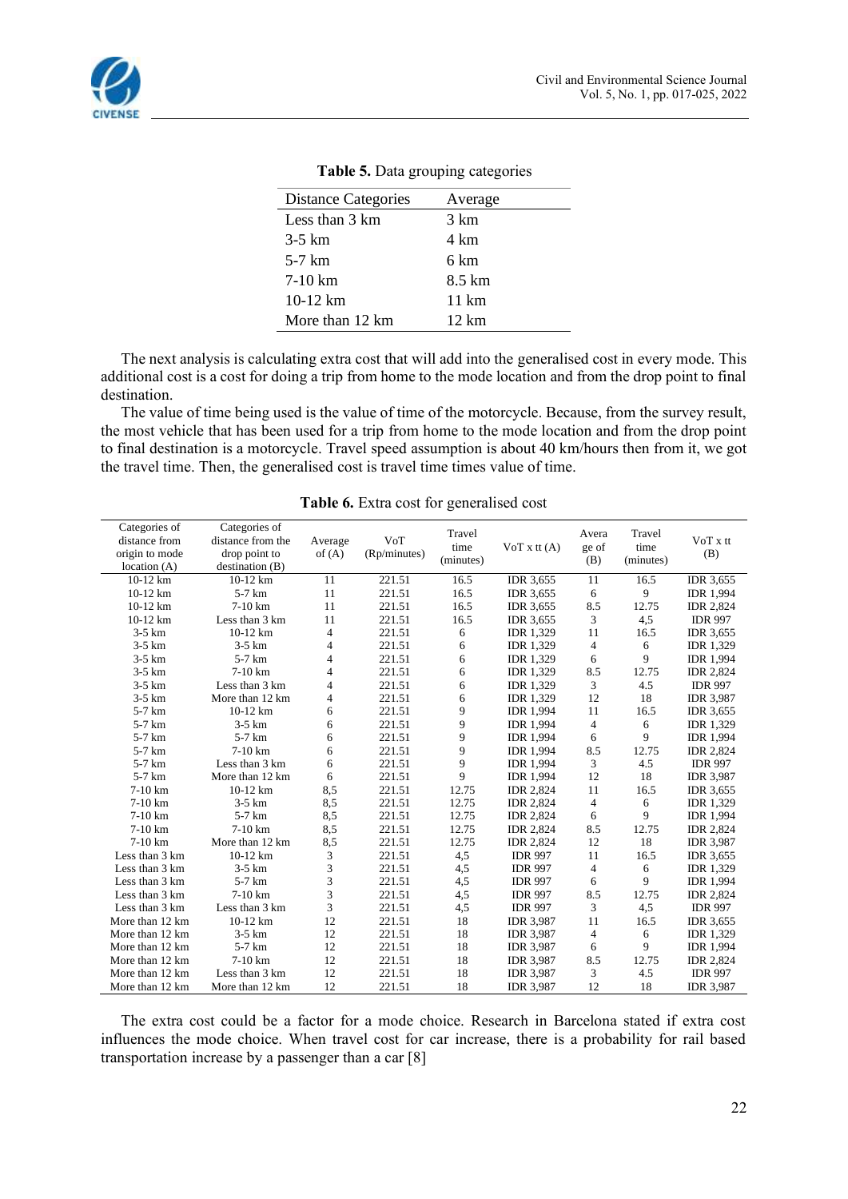**Table 5.** Data grouping categories

| Distance Categories | Average |
|---|---|
| Less than 3 km | 3 km |
| 3-5 km | 4 km |
| 5-7 km | 6 km |
| 7-10 km | 8.5 km |
| 10-12 km | 11 km |
| More than 12 km | 12 km |

The next analysis is calculating extra cost that will add into the generalised cost in every mode. This additional cost is a cost for doing a trip from home to the mode location and from the drop point to final destination.

The value of time being used is the value of time of the motorcycle. Because, from the survey result, the most vehicle that has been used for a trip from home to the mode location and from the drop point to final destination is a motorcycle. Travel speed assumption is about 40 km/hours then from it, we got the travel time. Then, the generalised cost is travel time times value of time.

**Table 6.** Extra cost for generalised cost

| Categories of distance from origin to mode location (A) | Categories of distance from the drop point to destination (B) | Average of (A) | VoT (Rp/minutes) | Travel time (minutes) | VoT x tt (A) | Average of (B) | Travel time (minutes) | VoT x tt (B) |
|---|---|---|---|---|---|---|---|---|
| 10-12 km | 10-12 km | 11 | 221.51 | 16.5 | IDR 3,655 | 11 | 16.5 | IDR 3,655 |
| 10-12 km | 5-7 km | 11 | 221.51 | 16.5 | IDR 3,655 | 6 | 9 | IDR 1,994 |
| 10-12 km | 7-10 km | 11 | 221.51 | 16.5 | IDR 3,655 | 8.5 | 12.75 | IDR 2,824 |
| 10-12 km | Less than 3 km | 11 | 221.51 | 16.5 | IDR 3,655 | 3 | 4,5 | IDR 997 |
| 3-5 km | 10-12 km | 4 | 221.51 | 6 | IDR 1,329 | 11 | 16.5 | IDR 3,655 |
| 3-5 km | 3-5 km | 4 | 221.51 | 6 | IDR 1,329 | 4 | 6 | IDR 1,329 |
| 3-5 km | 5-7 km | 4 | 221.51 | 6 | IDR 1,329 | 6 | 9 | IDR 1,994 |
| 3-5 km | 7-10 km | 4 | 221.51 | 6 | IDR 1,329 | 8.5 | 12.75 | IDR 2,824 |
| 3-5 km | Less than 3 km | 4 | 221.51 | 6 | IDR 1,329 | 3 | 4.5 | IDR 997 |
| 3-5 km | More than 12 km | 4 | 221.51 | 6 | IDR 1,329 | 12 | 18 | IDR 3,987 |
| 5-7 km | 10-12 km | 6 | 221.51 | 9 | IDR 1,994 | 11 | 16.5 | IDR 3,655 |
| 5-7 km | 3-5 km | 6 | 221.51 | 9 | IDR 1,994 | 4 | 6 | IDR 1,329 |
| 5-7 km | 5-7 km | 6 | 221.51 | 9 | IDR 1,994 | 6 | 9 | IDR 1,994 |
| 5-7 km | 7-10 km | 6 | 221.51 | 9 | IDR 1,994 | 8.5 | 12.75 | IDR 2,824 |
| 5-7 km | Less than 3 km | 6 | 221.51 | 9 | IDR 1,994 | 3 | 4.5 | IDR 997 |
| 5-7 km | More than 12 km | 6 | 221.51 | 9 | IDR 1,994 | 12 | 18 | IDR 3,987 |
| 7-10 km | 10-12 km | 8,5 | 221.51 | 12.75 | IDR 2,824 | 11 | 16.5 | IDR 3,655 |
| 7-10 km | 3-5 km | 8,5 | 221.51 | 12.75 | IDR 2,824 | 4 | 6 | IDR 1,329 |
| 7-10 km | 5-7 km | 8,5 | 221.51 | 12.75 | IDR 2,824 | 6 | 9 | IDR 1,994 |
| 7-10 km | 7-10 km | 8,5 | 221.51 | 12.75 | IDR 2,824 | 8.5 | 12.75 | IDR 2,824 |
| 7-10 km | More than 12 km | 8,5 | 221.51 | 12.75 | IDR 2,824 | 12 | 18 | IDR 3,987 |
| Less than 3 km | 10-12 km | 3 | 221.51 | 4,5 | IDR 997 | 11 | 16.5 | IDR 3,655 |
| Less than 3 km | 3-5 km | 3 | 221.51 | 4,5 | IDR 997 | 4 | 6 | IDR 1,329 |
| Less than 3 km | 5-7 km | 3 | 221.51 | 4,5 | IDR 997 | 6 | 9 | IDR 1,994 |
| Less than 3 km | 7-10 km | 3 | 221.51 | 4,5 | IDR 997 | 8.5 | 12.75 | IDR 2,824 |
| Less than 3 km | Less than 3 km | 3 | 221.51 | 4,5 | IDR 997 | 3 | 4,5 | IDR 997 |
| More than 12 km | 10-12 km | 12 | 221.51 | 18 | IDR 3,987 | 11 | 16.5 | IDR 3,655 |
| More than 12 km | 3-5 km | 12 | 221.51 | 18 | IDR 3,987 | 4 | 6 | IDR 1,329 |
| More than 12 km | 5-7 km | 12 | 221.51 | 18 | IDR 3,987 | 6 | 9 | IDR 1,994 |
| More than 12 km | 7-10 km | 12 | 221.51 | 18 | IDR 3,987 | 8.5 | 12.75 | IDR 2,824 |
| More than 12 km | Less than 3 km | 12 | 221.51 | 18 | IDR 3,987 | 3 | 4.5 | IDR 997 |
| More than 12 km | More than 12 km | 12 | 221.51 | 18 | IDR 3,987 | 12 | 18 | IDR 3,987 |

The extra cost could be a factor for a mode choice. Research in Barcelona stated if extra cost influences the mode choice. When travel cost for car increase, there is a probability for rail based transportation increase by a passenger than a car [8]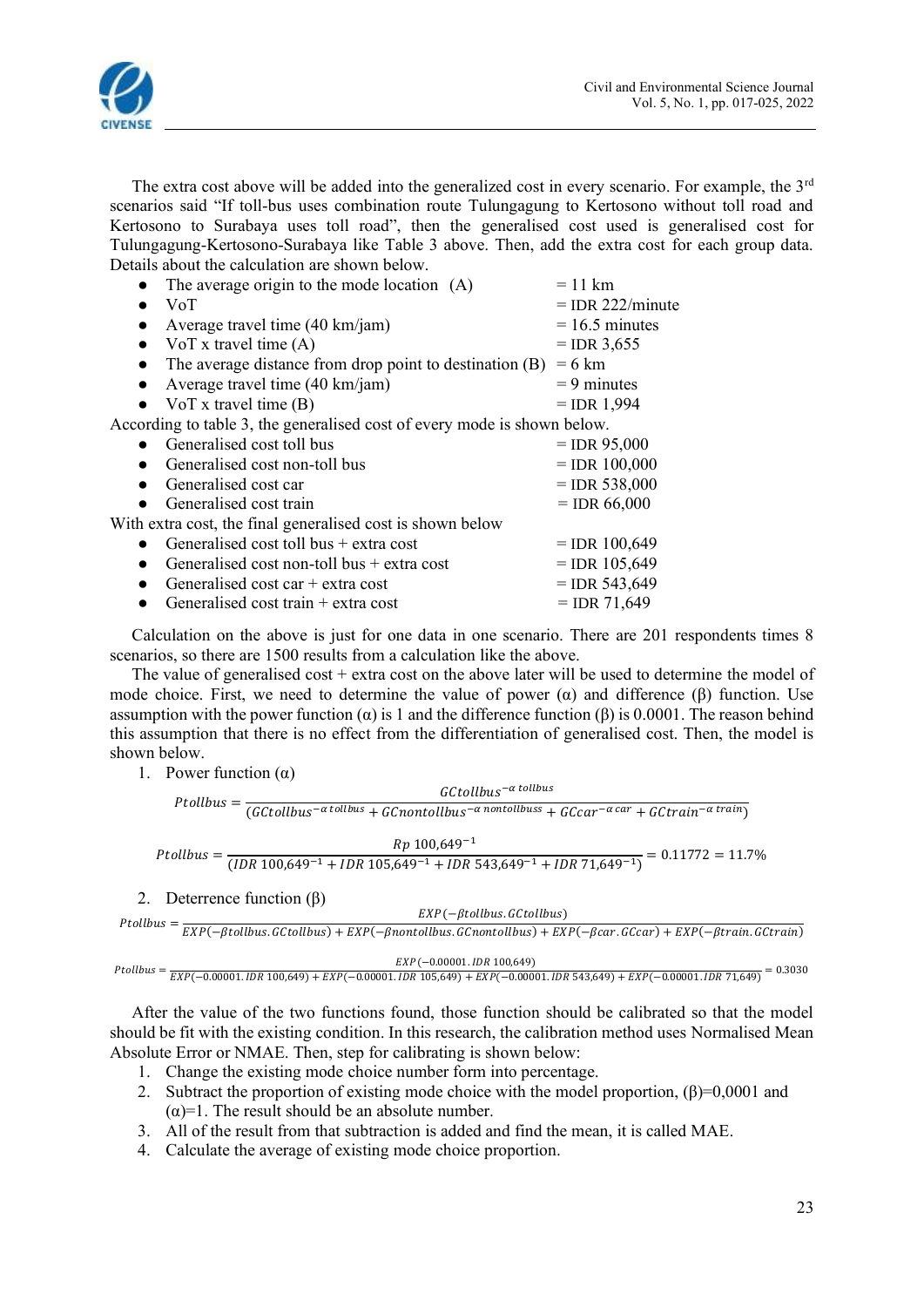The extra cost above will be added into the generalized cost in every scenario. For example, the 3rd scenarios said "If toll-bus uses combination route Tulungagung to Kertosono without toll road and Kertosono to Surabaya uses toll road", then the generalised cost used is generalised cost for Tulungagung-Kertosono-Surabaya like Table 3 above. Then, add the extra cost for each group data. Details about the calculation are shown below.

- The average origin to the mode location (A) = 11 km
- VoT = IDR 222/minute
- Average travel time (40 km/jam) = 16.5 minutes
- VoT x travel time (A) = IDR 3,655
- The average distance from drop point to destination (B) = 6 km
- Average travel time (40 km/jam) = 9 minutes
- VoT x travel time (B) = IDR 1,994

According to table 3, the generalised cost of every mode is shown below.

- Generalised cost toll bus = IDR 95,000
- Generalised cost non-toll bus = IDR 100,000
- Generalised cost car = IDR 538,000
- Generalised cost train = IDR 66,000

With extra cost, the final generalised cost is shown below

- Generalised cost toll bus + extra cost = IDR 100,649
- Generalised cost non-toll bus + extra cost = IDR 105,649
- Generalised cost car + extra cost = IDR 543,649
- Generalised cost train + extra cost = IDR 71,649

Calculation on the above is just for one data in one scenario. There are 201 respondents times 8 scenarios, so there are 1500 results from a calculation like the above.

The value of generalised cost + extra cost on the above later will be used to determine the model of mode choice. First, we need to determine the value of power (α) and difference (β) function. Use assumption with the power function (α) is 1 and the difference function (β) is 0.0001. The reason behind this assumption that there is no effect from the differentiation of generalised cost. Then, the model is shown below.

1. Power function (α)

$$Ptollbus = \frac{GCtollbus^{-\alpha\, tollbus}}{(GCtollbus^{-\alpha\, tollbus} + GCnontollbus^{-\alpha\, nontollbuss} + GCcar^{-\alpha\, car} + GCtrain^{-\alpha\, train})}$$

$$Ptollbus = \frac{Rp\ 100{,}649^{-1}}{(IDR\ 100{,}649^{-1} + IDR\ 105{,}649^{-1} + IDR\ 543{,}649^{-1} + IDR\ 71{,}649^{-1})} = 0.11772 = 11.7\%$$

2. Deterrence function (β)

$$Ptollbus = \frac{EXP(-\beta tollbus . GCtollbus)}{EXP(-\beta tollbus . GCtollbus) + EXP(-\beta nontollbus . GCnontollbus) + EXP(-\beta car . GCcar) + EXP(-\beta train . GCtrain)}$$

$$Ptollbus = \frac{EXP(-0.00001 . IDR\ 100{,}649)}{EXP(-0.00001 . IDR\ 100{,}649) + EXP(-0.00001 . IDR\ 105{,}649) + EXP(-0.00001 . IDR\ 543{,}649) + EXP(-0.00001 . IDR\ 71{,}649)} = 0.3030$$

After the value of the two functions found, those function should be calibrated so that the model should be fit with the existing condition. In this research, the calibration method uses Normalised Mean Absolute Error or NMAE. Then, step for calibrating is shown below:

1. Change the existing mode choice number form into percentage.
2. Subtract the proportion of existing mode choice with the model proportion, (β)=0,0001 and (α)=1. The result should be an absolute number.
3. All of the result from that subtraction is added and find the mean, it is called MAE.
4. Calculate the average of existing mode choice proportion.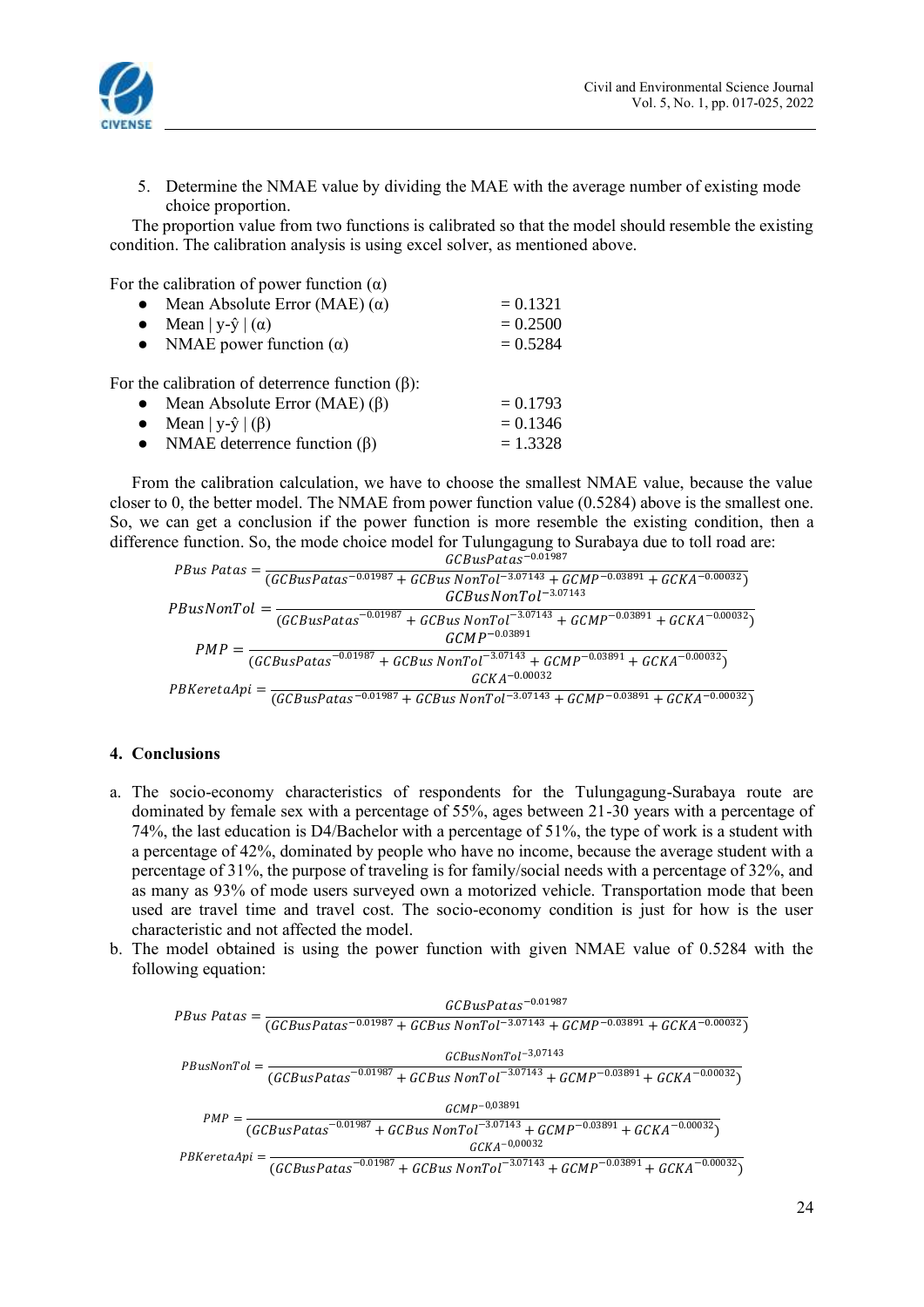5. Determine the NMAE value by dividing the MAE with the average number of existing mode choice proportion.

The proportion value from two functions is calibrated so that the model should resemble the existing condition. The calibration analysis is using excel solver, as mentioned above.

For the calibration of power function (α)

- Mean Absolute Error (MAE) (α) = 0.1321
- Mean | y-ŷ | (α) = 0.2500
- NMAE power function (α) = 0.5284

For the calibration of deterrence function (β):

- Mean Absolute Error (MAE) (β) = 0.1793
- Mean | y-ŷ | (β) = 0.1346
- NMAE deterrence function (β) = 1.3328

From the calibration calculation, we have to choose the smallest NMAE value, because the value closer to 0, the better model. The NMAE from power function value (0.5284) above is the smallest one. So, we can get a conclusion if the power function is more resemble the existing condition, then a difference function. So, the mode choice model for Tulungagung to Surabaya due to toll road are:

$$PBus\ Patas = \frac{GCBusPatas^{-0.01987}}{(GCBusPatas^{-0.01987} + GCBus\ NonTol^{-3.07143} + GCMP^{-0.03891} + GCKA^{-0.00032})}$$

$$PBusNonTol = \frac{GCBusNonTol^{-3.07143}}{(GCBusPatas^{-0.01987} + GCBus\ NonTol^{-3.07143} + GCMP^{-0.03891} + GCKA^{-0.00032})}$$

$$PMP = \frac{GCMP^{-0.03891}}{(GCBusPatas^{-0.01987} + GCBus\ NonTol^{-3.07143} + GCMP^{-0.03891} + GCKA^{-0.00032})}$$

$$PBKeretaApi = \frac{GCKA^{-0.00032}}{(GCBusPatas^{-0.01987} + GCBus\ NonTol^{-3.07143} + GCMP^{-0.03891} + GCKA^{-0.00032})}$$

## 4. Conclusions

a. The socio-economy characteristics of respondents for the Tulungagung-Surabaya route are dominated by female sex with a percentage of 55%, ages between 21-30 years with a percentage of 74%, the last education is D4/Bachelor with a percentage of 51%, the type of work is a student with a percentage of 42%, dominated by people who have no income, because the average student with a percentage of 31%, the purpose of traveling is for family/social needs with a percentage of 32%, and as many as 93% of mode users surveyed own a motorized vehicle. Transportation mode that been used are travel time and travel cost. The socio-economy condition is just for how is the user characteristic and not affected the model.

b. The model obtained is using the power function with given NMAE value of 0.5284 with the following equation:

$$PBus\ Patas = \frac{GCBusPatas^{-0.01987}}{(GCBusPatas^{-0.01987} + GCBus\ NonTol^{-3.07143} + GCMP^{-0.03891} + GCKA^{-0.00032})}$$

$$PBusNonTol = \frac{GCBusNonTol^{-3,07143}}{(GCBusPatas^{-0.01987} + GCBus\ NonTol^{-3.07143} + GCMP^{-0.03891} + GCKA^{-0.00032})}$$

$$PMP = \frac{GCMP^{-0,03891}}{(GCBusPatas^{-0.01987} + GCBus\ NonTol^{-3.07143} + GCMP^{-0.03891} + GCKA^{-0.00032})}$$

$$PBKeretaApi = \frac{GCKA^{-0,00032}}{(GCBusPatas^{-0.01987} + GCBus\ NonTol^{-3.07143} + GCMP^{-0.03891} + GCKA^{-0.00032})}$$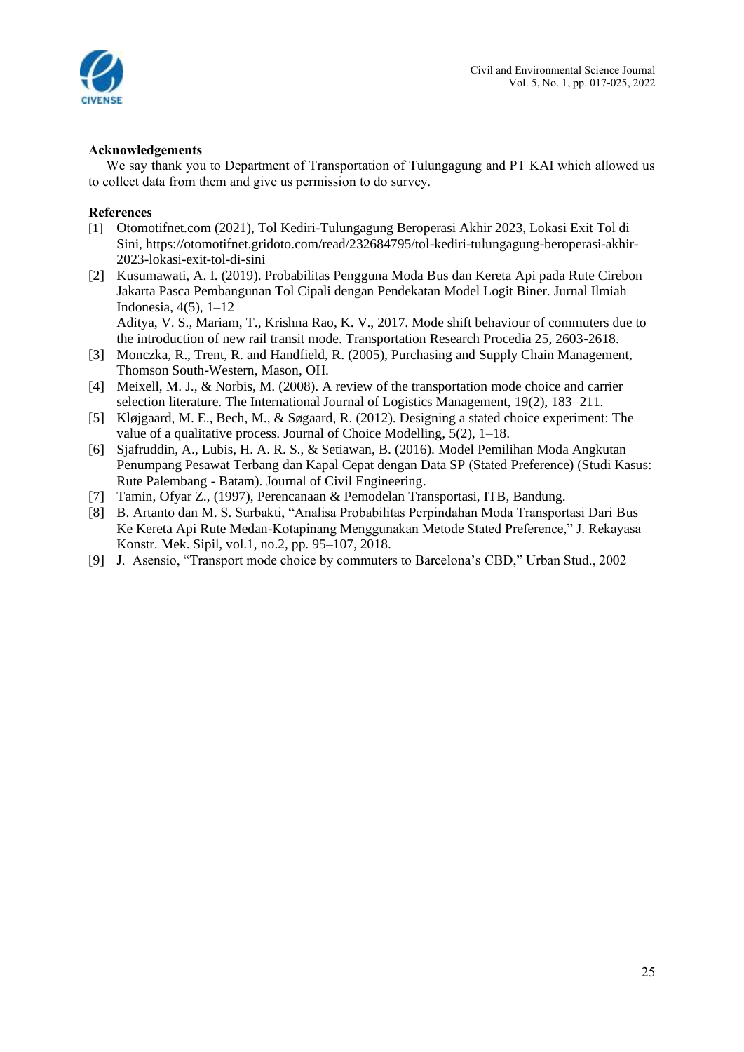**Acknowledgements**

We say thank you to Department of Transportation of Tulungagung and PT KAI which allowed us to collect data from them and give us permission to do survey.

**References**

[1] Otomotifnet.com (2021), Tol Kediri-Tulungagung Beroperasi Akhir 2023, Lokasi Exit Tol di Sini, https://otomotifnet.gridoto.com/read/232684795/tol-kediri-tulungagung-beroperasi-akhir-2023-lokasi-exit-tol-di-sini

[2] Kusumawati, A. I. (2019). Probabilitas Pengguna Moda Bus dan Kereta Api pada Rute Cirebon Jakarta Pasca Pembangunan Tol Cipali dengan Pendekatan Model Logit Biner. Jurnal Ilmiah Indonesia, 4(5), 1–12
Aditya, V. S., Mariam, T., Krishna Rao, K. V., 2017. Mode shift behaviour of commuters due to the introduction of new rail transit mode. Transportation Research Procedia 25, 2603-2618.

[3] Monczka, R., Trent, R. and Handfield, R. (2005), Purchasing and Supply Chain Management, Thomson South-Western, Mason, OH.

[4] Meixell, M. J., & Norbis, M. (2008). A review of the transportation mode choice and carrier selection literature. The International Journal of Logistics Management, 19(2), 183–211.

[5] Kløjgaard, M. E., Bech, M., & Søgaard, R. (2012). Designing a stated choice experiment: The value of a qualitative process. Journal of Choice Modelling, 5(2), 1–18.

[6] Sjafruddin, A., Lubis, H. A. R. S., & Setiawan, B. (2016). Model Pemilihan Moda Angkutan Penumpang Pesawat Terbang dan Kapal Cepat dengan Data SP (Stated Preference) (Studi Kasus: Rute Palembang - Batam). Journal of Civil Engineering.

[7] Tamin, Ofyar Z., (1997), Perencanaan & Pemodelan Transportasi, ITB, Bandung.

[8] B. Artanto dan M. S. Surbakti, "Analisa Probabilitas Perpindahan Moda Transportasi Dari Bus Ke Kereta Api Rute Medan-Kotapinang Menggunakan Metode Stated Preference," J. Rekayasa Konstr. Mek. Sipil, vol.1, no.2, pp. 95–107, 2018.

[9] J. Asensio, "Transport mode choice by commuters to Barcelona's CBD," Urban Stud., 2002